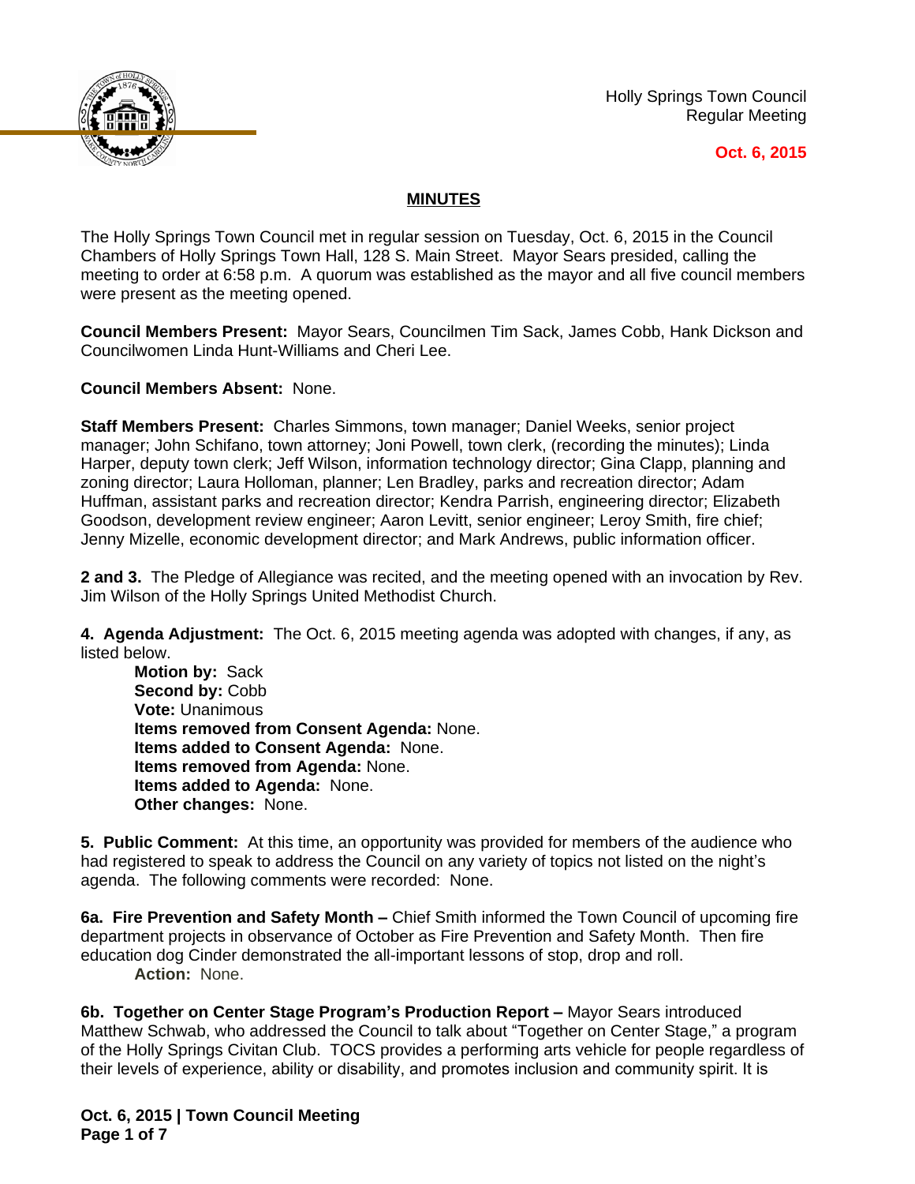Holly Springs Town Council
Regular Meeting

**Oct. 6, 2015**

## MINUTES

The Holly Springs Town Council met in regular session on Tuesday, Oct. 6, 2015 in the Council Chambers of Holly Springs Town Hall, 128 S. Main Street. Mayor Sears presided, calling the meeting to order at 6:58 p.m. A quorum was established as the mayor and all five council members were present as the meeting opened.

**Council Members Present:** Mayor Sears, Councilmen Tim Sack, James Cobb, Hank Dickson and Councilwomen Linda Hunt-Williams and Cheri Lee.

**Council Members Absent:** None.

**Staff Members Present:** Charles Simmons, town manager; Daniel Weeks, senior project manager; John Schifano, town attorney; Joni Powell, town clerk, (recording the minutes); Linda Harper, deputy town clerk; Jeff Wilson, information technology director; Gina Clapp, planning and zoning director; Laura Holloman, planner; Len Bradley, parks and recreation director; Adam Huffman, assistant parks and recreation director; Kendra Parrish, engineering director; Elizabeth Goodson, development review engineer; Aaron Levitt, senior engineer; Leroy Smith, fire chief; Jenny Mizelle, economic development director; and Mark Andrews, public information officer.

**2 and 3.** The Pledge of Allegiance was recited, and the meeting opened with an invocation by Rev. Jim Wilson of the Holly Springs United Methodist Church.

**4. Agenda Adjustment:** The Oct. 6, 2015 meeting agenda was adopted with changes, if any, as listed below.

**Motion by:** Sack
**Second by:** Cobb
**Vote:** Unanimous
**Items removed from Consent Agenda:** None.
**Items added to Consent Agenda:** None.
**Items removed from Agenda:** None.
**Items added to Agenda:** None.
**Other changes:** None.

**5. Public Comment:** At this time, an opportunity was provided for members of the audience who had registered to speak to address the Council on any variety of topics not listed on the night's agenda. The following comments were recorded: None.

**6a. Fire Prevention and Safety Month –** Chief Smith informed the Town Council of upcoming fire department projects in observance of October as Fire Prevention and Safety Month. Then fire education dog Cinder demonstrated the all-important lessons of stop, drop and roll.

**Action:** None.

**6b. Together on Center Stage Program's Production Report –** Mayor Sears introduced Matthew Schwab, who addressed the Council to talk about "Together on Center Stage," a program of the Holly Springs Civitan Club. TOCS provides a performing arts vehicle for people regardless of their levels of experience, ability or disability, and promotes inclusion and community spirit. It is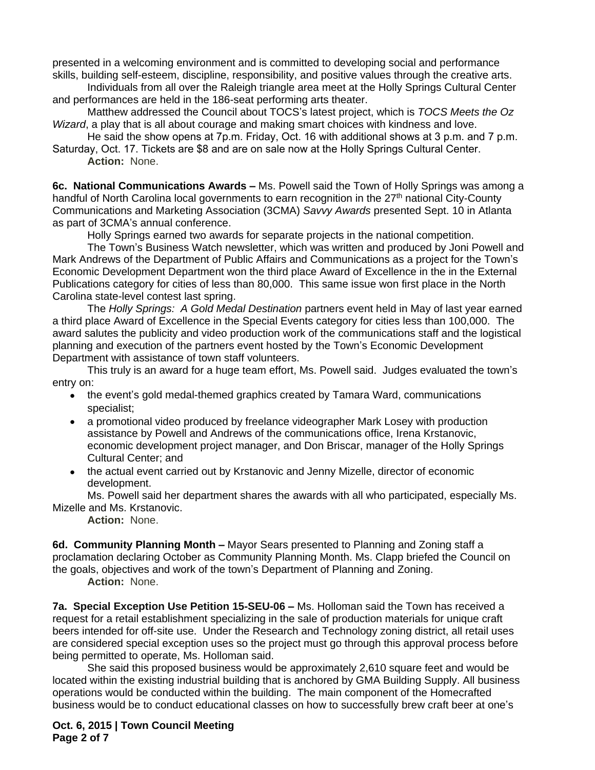presented in a welcoming environment and is committed to developing social and performance skills, building self-esteem, discipline, responsibility, and positive values through the creative arts.

Individuals from all over the Raleigh triangle area meet at the Holly Springs Cultural Center and performances are held in the 186-seat performing arts theater.

Matthew addressed the Council about TOCS's latest project, which is *TOCS Meets the Oz Wizard*, a play that is all about courage and making smart choices with kindness and love.

He said the show opens at 7p.m. Friday, Oct. 16 with additional shows at 3 p.m. and 7 p.m. Saturday, Oct. 17. Tickets are $8 and are on sale now at the Holly Springs Cultural Center.

**Action:** None.

**6c. National Communications Awards –** Ms. Powell said the Town of Holly Springs was among a handful of North Carolina local governments to earn recognition in the 27th national City-County Communications and Marketing Association (3CMA) *Savvy Awards* presented Sept. 10 in Atlanta as part of 3CMA's annual conference.

Holly Springs earned two awards for separate projects in the national competition.

The Town's Business Watch newsletter, which was written and produced by Joni Powell and Mark Andrews of the Department of Public Affairs and Communications as a project for the Town's Economic Development Department won the third place Award of Excellence in the in the External Publications category for cities of less than 80,000. This same issue won first place in the North Carolina state-level contest last spring.

The *Holly Springs: A Gold Medal Destination* partners event held in May of last year earned a third place Award of Excellence in the Special Events category for cities less than 100,000. The award salutes the publicity and video production work of the communications staff and the logistical planning and execution of the partners event hosted by the Town's Economic Development Department with assistance of town staff volunteers.

This truly is an award for a huge team effort, Ms. Powell said. Judges evaluated the town's entry on:

- the event's gold medal-themed graphics created by Tamara Ward, communications specialist;
- a promotional video produced by freelance videographer Mark Losey with production assistance by Powell and Andrews of the communications office, Irena Krstanovic, economic development project manager, and Don Briscar, manager of the Holly Springs Cultural Center; and
- the actual event carried out by Krstanovic and Jenny Mizelle, director of economic development.

Ms. Powell said her department shares the awards with all who participated, especially Ms. Mizelle and Ms. Krstanovic.

**Action:** None.

**6d. Community Planning Month –** Mayor Sears presented to Planning and Zoning staff a proclamation declaring October as Community Planning Month. Ms. Clapp briefed the Council on the goals, objectives and work of the town's Department of Planning and Zoning.

**Action:** None.

**7a. Special Exception Use Petition 15-SEU-06 –** Ms. Holloman said the Town has received a request for a retail establishment specializing in the sale of production materials for unique craft beers intended for off-site use. Under the Research and Technology zoning district, all retail uses are considered special exception uses so the project must go through this approval process before being permitted to operate, Ms. Holloman said.

She said this proposed business would be approximately 2,610 square feet and would be located within the existing industrial building that is anchored by GMA Building Supply. All business operations would be conducted within the building. The main component of the Homecrafted business would be to conduct educational classes on how to successfully brew craft beer at one's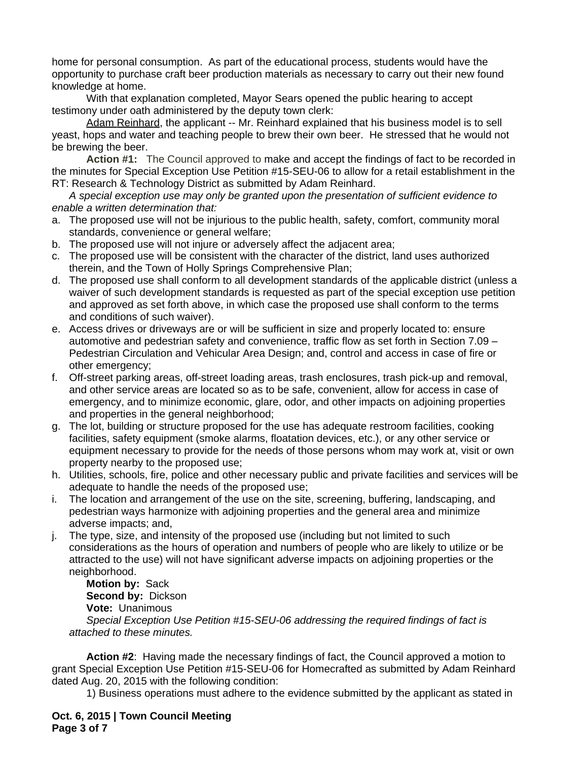home for personal consumption. As part of the educational process, students would have the opportunity to purchase craft beer production materials as necessary to carry out their new found knowledge at home.

With that explanation completed, Mayor Sears opened the public hearing to accept testimony under oath administered by the deputy town clerk:

Adam Reinhard, the applicant -- Mr. Reinhard explained that his business model is to sell yeast, hops and water and teaching people to brew their own beer. He stressed that he would not be brewing the beer.

**Action #1:** The Council approved to make and accept the findings of fact to be recorded in the minutes for Special Exception Use Petition #15-SEU-06 to allow for a retail establishment in the RT: Research & Technology District as submitted by Adam Reinhard.

*A special exception use may only be granted upon the presentation of sufficient evidence to enable a written determination that:*

a. The proposed use will not be injurious to the public health, safety, comfort, community moral standards, convenience or general welfare;
b. The proposed use will not injure or adversely affect the adjacent area;
c. The proposed use will be consistent with the character of the district, land uses authorized therein, and the Town of Holly Springs Comprehensive Plan;
d. The proposed use shall conform to all development standards of the applicable district (unless a waiver of such development standards is requested as part of the special exception use petition and approved as set forth above, in which case the proposed use shall conform to the terms and conditions of such waiver).
e. Access drives or driveways are or will be sufficient in size and properly located to: ensure automotive and pedestrian safety and convenience, traffic flow as set forth in Section 7.09 – Pedestrian Circulation and Vehicular Area Design; and, control and access in case of fire or other emergency;
f. Off-street parking areas, off-street loading areas, trash enclosures, trash pick-up and removal, and other service areas are located so as to be safe, convenient, allow for access in case of emergency, and to minimize economic, glare, odor, and other impacts on adjoining properties and properties in the general neighborhood;
g. The lot, building or structure proposed for the use has adequate restroom facilities, cooking facilities, safety equipment (smoke alarms, floatation devices, etc.), or any other service or equipment necessary to provide for the needs of those persons whom may work at, visit or own property nearby to the proposed use;
h. Utilities, schools, fire, police and other necessary public and private facilities and services will be adequate to handle the needs of the proposed use;
i. The location and arrangement of the use on the site, screening, buffering, landscaping, and pedestrian ways harmonize with adjoining properties and the general area and minimize adverse impacts; and,
j. The type, size, and intensity of the proposed use (including but not limited to such considerations as the hours of operation and numbers of people who are likely to utilize or be attracted to the use) will not have significant adverse impacts on adjoining properties or the neighborhood.

**Motion by:** Sack
**Second by:** Dickson
**Vote:** Unanimous

*Special Exception Use Petition #15-SEU-06 addressing the required findings of fact is attached to these minutes.*

**Action #2**: Having made the necessary findings of fact, the Council approved a motion to grant Special Exception Use Petition #15-SEU-06 for Homecrafted as submitted by Adam Reinhard dated Aug. 20, 2015 with the following condition:

1) Business operations must adhere to the evidence submitted by the applicant as stated in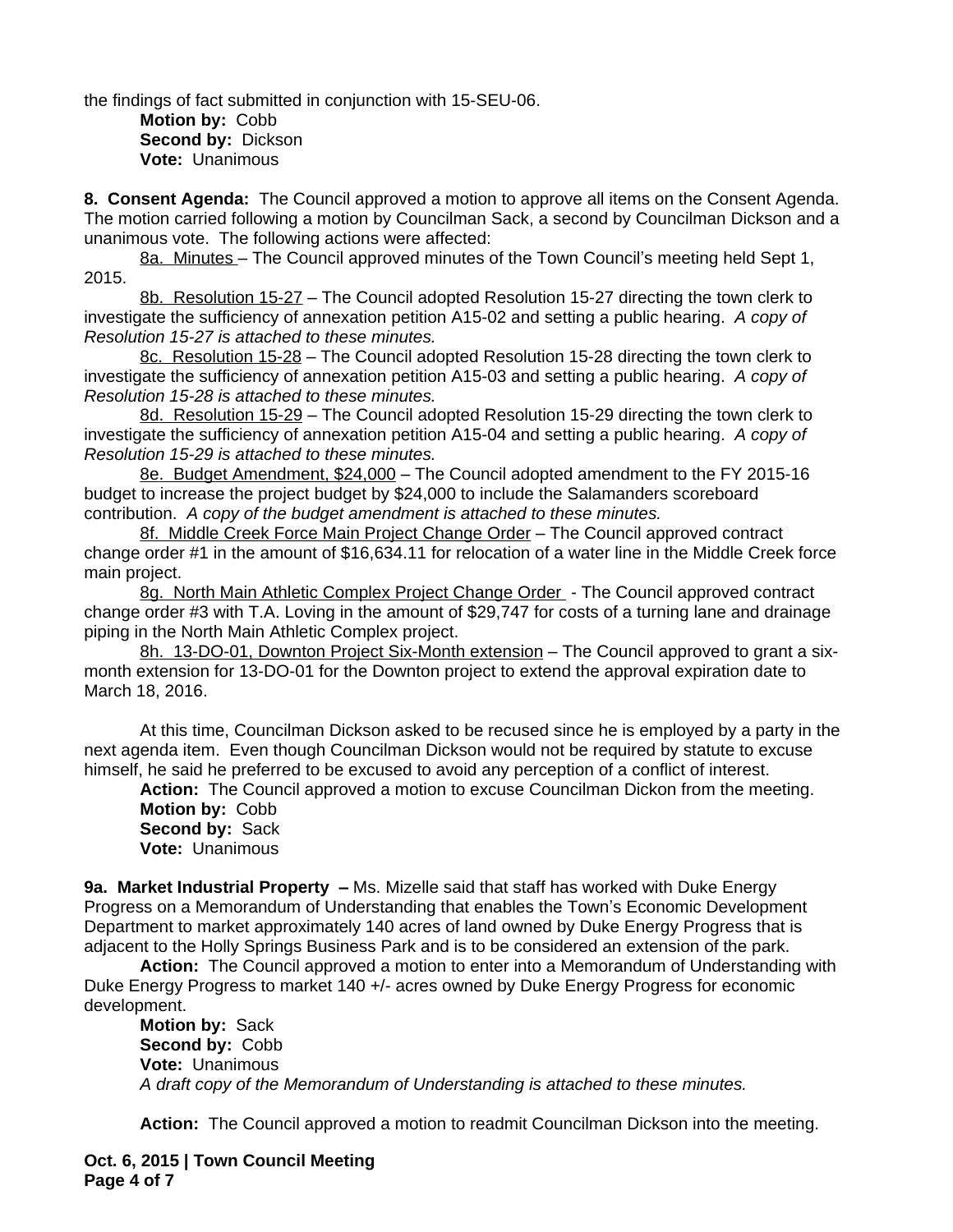the findings of fact submitted in conjunction with 15-SEU-06.

**Motion by:** Cobb
**Second by:** Dickson
**Vote:** Unanimous

**8. Consent Agenda:** The Council approved a motion to approve all items on the Consent Agenda. The motion carried following a motion by Councilman Sack, a second by Councilman Dickson and a unanimous vote. The following actions were affected:

8a. Minutes – The Council approved minutes of the Town Council's meeting held Sept 1, 2015.

8b. Resolution 15-27 – The Council adopted Resolution 15-27 directing the town clerk to investigate the sufficiency of annexation petition A15-02 and setting a public hearing. *A copy of Resolution 15-27 is attached to these minutes.*

8c. Resolution 15-28 – The Council adopted Resolution 15-28 directing the town clerk to investigate the sufficiency of annexation petition A15-03 and setting a public hearing. *A copy of Resolution 15-28 is attached to these minutes.*

8d. Resolution 15-29 – The Council adopted Resolution 15-29 directing the town clerk to investigate the sufficiency of annexation petition A15-04 and setting a public hearing. *A copy of Resolution 15-29 is attached to these minutes.*

8e. Budget Amendment, $24,000 – The Council adopted amendment to the FY 2015-16 budget to increase the project budget by $24,000 to include the Salamanders scoreboard contribution. *A copy of the budget amendment is attached to these minutes.*

8f. Middle Creek Force Main Project Change Order – The Council approved contract change order #1 in the amount of $16,634.11 for relocation of a water line in the Middle Creek force main project.

8g. North Main Athletic Complex Project Change Order - The Council approved contract change order #3 with T.A. Loving in the amount of $29,747 for costs of a turning lane and drainage piping in the North Main Athletic Complex project.

8h. 13-DO-01, Downton Project Six-Month extension – The Council approved to grant a six-month extension for 13-DO-01 for the Downton project to extend the approval expiration date to March 18, 2016.

At this time, Councilman Dickson asked to be recused since he is employed by a party in the next agenda item. Even though Councilman Dickson would not be required by statute to excuse himself, he said he preferred to be excused to avoid any perception of a conflict of interest.

**Action:** The Council approved a motion to excuse Councilman Dickon from the meeting.
**Motion by:** Cobb
**Second by:** Sack
**Vote:** Unanimous

**9a. Market Industrial Property –** Ms. Mizelle said that staff has worked with Duke Energy Progress on a Memorandum of Understanding that enables the Town's Economic Development Department to market approximately 140 acres of land owned by Duke Energy Progress that is adjacent to the Holly Springs Business Park and is to be considered an extension of the park.

**Action:** The Council approved a motion to enter into a Memorandum of Understanding with Duke Energy Progress to market 140 +/- acres owned by Duke Energy Progress for economic development.

**Motion by:** Sack
**Second by:** Cobb
**Vote:** Unanimous
*A draft copy of the Memorandum of Understanding is attached to these minutes.*

**Action:** The Council approved a motion to readmit Councilman Dickson into the meeting.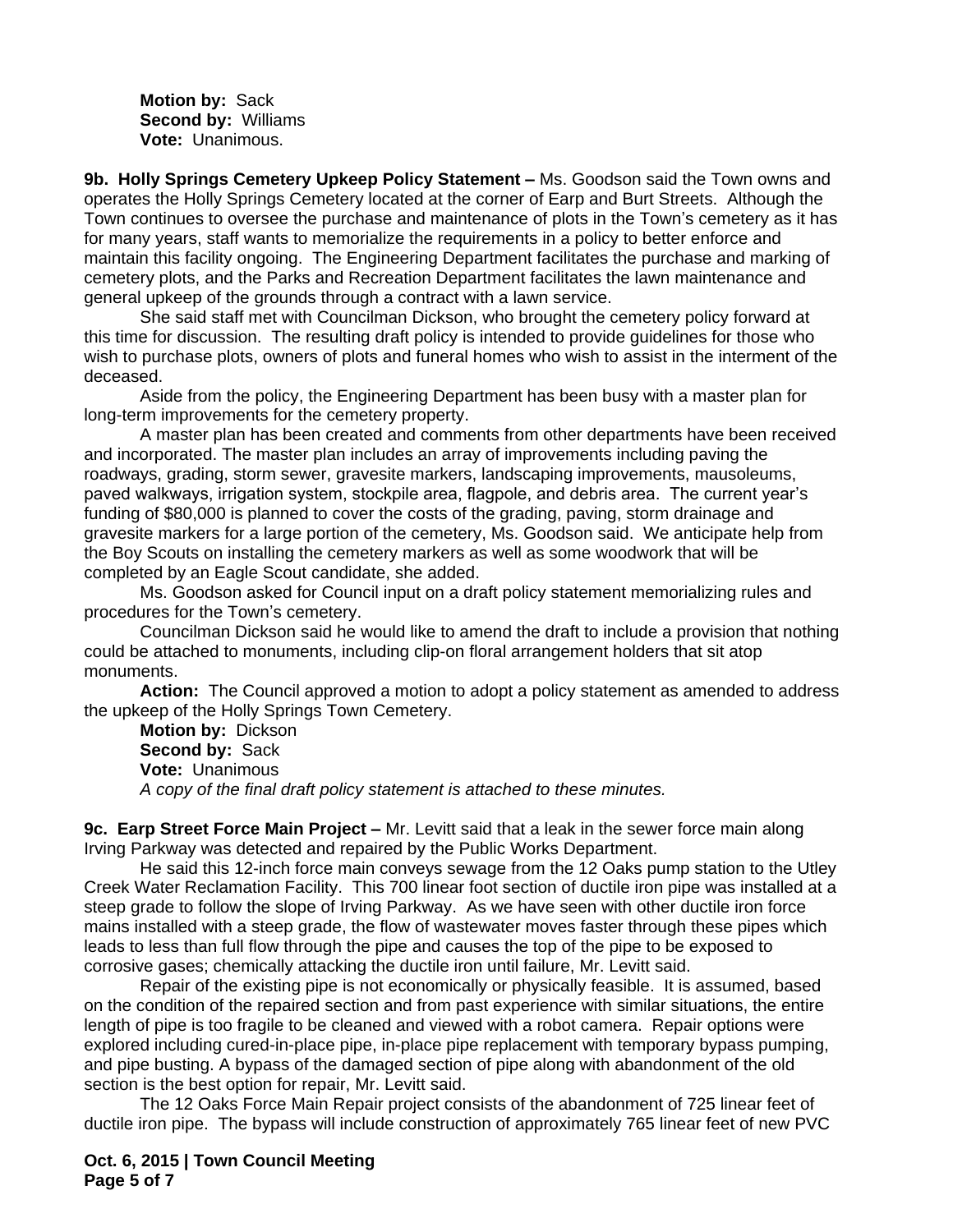**Motion by:** Sack
**Second by:** Williams
**Vote:** Unanimous.

**9b. Holly Springs Cemetery Upkeep Policy Statement –** Ms. Goodson said the Town owns and operates the Holly Springs Cemetery located at the corner of Earp and Burt Streets. Although the Town continues to oversee the purchase and maintenance of plots in the Town's cemetery as it has for many years, staff wants to memorialize the requirements in a policy to better enforce and maintain this facility ongoing. The Engineering Department facilitates the purchase and marking of cemetery plots, and the Parks and Recreation Department facilitates the lawn maintenance and general upkeep of the grounds through a contract with a lawn service.

She said staff met with Councilman Dickson, who brought the cemetery policy forward at this time for discussion. The resulting draft policy is intended to provide guidelines for those who wish to purchase plots, owners of plots and funeral homes who wish to assist in the interment of the deceased.

Aside from the policy, the Engineering Department has been busy with a master plan for long-term improvements for the cemetery property.

A master plan has been created and comments from other departments have been received and incorporated. The master plan includes an array of improvements including paving the roadways, grading, storm sewer, gravesite markers, landscaping improvements, mausoleums, paved walkways, irrigation system, stockpile area, flagpole, and debris area. The current year's funding of $80,000 is planned to cover the costs of the grading, paving, storm drainage and gravesite markers for a large portion of the cemetery, Ms. Goodson said. We anticipate help from the Boy Scouts on installing the cemetery markers as well as some woodwork that will be completed by an Eagle Scout candidate, she added.

Ms. Goodson asked for Council input on a draft policy statement memorializing rules and procedures for the Town's cemetery.

Councilman Dickson said he would like to amend the draft to include a provision that nothing could be attached to monuments, including clip-on floral arrangement holders that sit atop monuments.

**Action:** The Council approved a motion to adopt a policy statement as amended to address the upkeep of the Holly Springs Town Cemetery.

**Motion by:** Dickson
**Second by:** Sack
**Vote:** Unanimous
*A copy of the final draft policy statement is attached to these minutes.*

**9c. Earp Street Force Main Project –** Mr. Levitt said that a leak in the sewer force main along Irving Parkway was detected and repaired by the Public Works Department.

He said this 12-inch force main conveys sewage from the 12 Oaks pump station to the Utley Creek Water Reclamation Facility. This 700 linear foot section of ductile iron pipe was installed at a steep grade to follow the slope of Irving Parkway. As we have seen with other ductile iron force mains installed with a steep grade, the flow of wastewater moves faster through these pipes which leads to less than full flow through the pipe and causes the top of the pipe to be exposed to corrosive gases; chemically attacking the ductile iron until failure, Mr. Levitt said.

Repair of the existing pipe is not economically or physically feasible. It is assumed, based on the condition of the repaired section and from past experience with similar situations, the entire length of pipe is too fragile to be cleaned and viewed with a robot camera. Repair options were explored including cured-in-place pipe, in-place pipe replacement with temporary bypass pumping, and pipe busting. A bypass of the damaged section of pipe along with abandonment of the old section is the best option for repair, Mr. Levitt said.

The 12 Oaks Force Main Repair project consists of the abandonment of 725 linear feet of ductile iron pipe. The bypass will include construction of approximately 765 linear feet of new PVC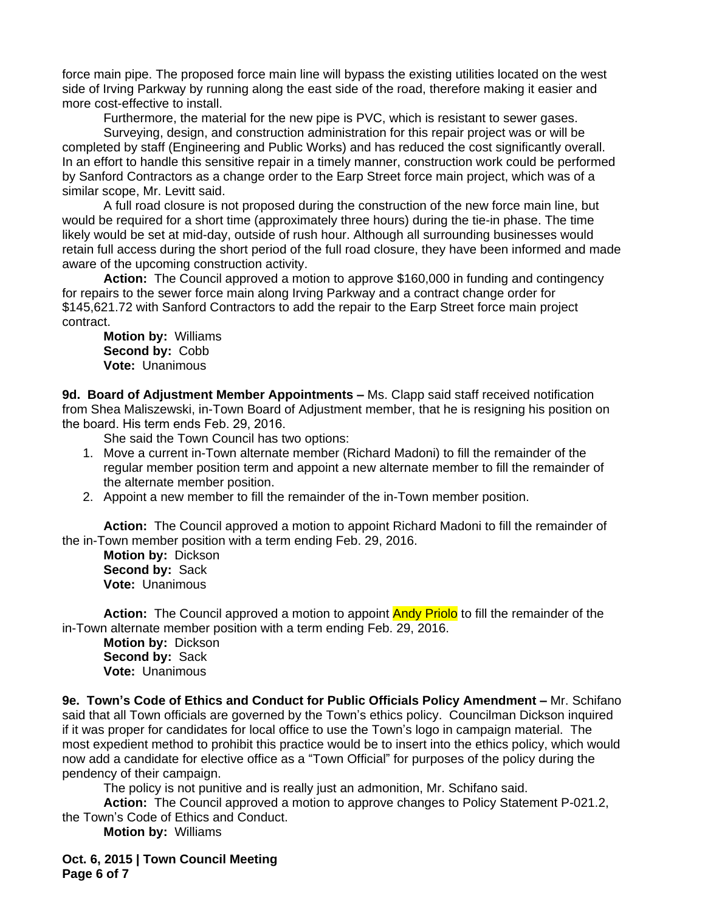force main pipe. The proposed force main line will bypass the existing utilities located on the west side of Irving Parkway by running along the east side of the road, therefore making it easier and more cost-effective to install.

Furthermore, the material for the new pipe is PVC, which is resistant to sewer gases.

Surveying, design, and construction administration for this repair project was or will be completed by staff (Engineering and Public Works) and has reduced the cost significantly overall. In an effort to handle this sensitive repair in a timely manner, construction work could be performed by Sanford Contractors as a change order to the Earp Street force main project, which was of a similar scope, Mr. Levitt said.

A full road closure is not proposed during the construction of the new force main line, but would be required for a short time (approximately three hours) during the tie-in phase. The time likely would be set at mid-day, outside of rush hour. Although all surrounding businesses would retain full access during the short period of the full road closure, they have been informed and made aware of the upcoming construction activity.

**Action:** The Council approved a motion to approve $160,000 in funding and contingency for repairs to the sewer force main along Irving Parkway and a contract change order for $145,621.72 with Sanford Contractors to add the repair to the Earp Street force main project contract.

**Motion by:** Williams
**Second by:** Cobb
**Vote:** Unanimous

**9d. Board of Adjustment Member Appointments –** Ms. Clapp said staff received notification from Shea Maliszewski, in-Town Board of Adjustment member, that he is resigning his position on the board. His term ends Feb. 29, 2016.

She said the Town Council has two options:

1. Move a current in-Town alternate member (Richard Madoni) to fill the remainder of the regular member position term and appoint a new alternate member to fill the remainder of the alternate member position.
2. Appoint a new member to fill the remainder of the in-Town member position.

**Action:** The Council approved a motion to appoint Richard Madoni to fill the remainder of the in-Town member position with a term ending Feb. 29, 2016.

**Motion by:** Dickson
**Second by:** Sack
**Vote:** Unanimous

**Action:** The Council approved a motion to appoint Andy Priolo to fill the remainder of the in-Town alternate member position with a term ending Feb. 29, 2016.

**Motion by:** Dickson
**Second by:** Sack
**Vote:** Unanimous

**9e. Town's Code of Ethics and Conduct for Public Officials Policy Amendment –** Mr. Schifano said that all Town officials are governed by the Town's ethics policy. Councilman Dickson inquired if it was proper for candidates for local office to use the Town's logo in campaign material. The most expedient method to prohibit this practice would be to insert into the ethics policy, which would now add a candidate for elective office as a "Town Official" for purposes of the policy during the pendency of their campaign.

The policy is not punitive and is really just an admonition, Mr. Schifano said.

**Action:** The Council approved a motion to approve changes to Policy Statement P-021.2, the Town's Code of Ethics and Conduct.

**Motion by:** Williams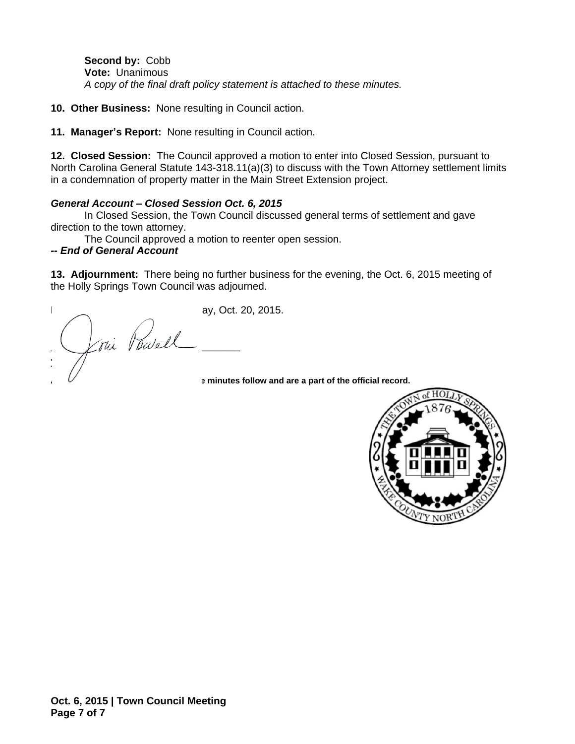**Second by:** Cobb
**Vote:** Unanimous
*A copy of the final draft policy statement is attached to these minutes.*

**10. Other Business:** None resulting in Council action.

**11. Manager's Report:** None resulting in Council action.

**12. Closed Session:** The Council approved a motion to enter into Closed Session, pursuant to North Carolina General Statute 143-318.11(a)(3) to discuss with the Town Attorney settlement limits in a condemnation of property matter in the Main Street Extension project.

***General Account – Closed Session Oct. 6, 2015***

In Closed Session, the Town Council discussed general terms of settlement and gave direction to the town attorney.

The Council approved a motion to reenter open session.

***-- End of General Account***

**13. Adjournment:** There being no further business for the evening, the Oct. 6, 2015 meeting of the Holly Springs Town Council was adjourned.

ay, Oct. 20, 2015.

Joni Powell ______

**e minutes follow and are a part of the official record.**